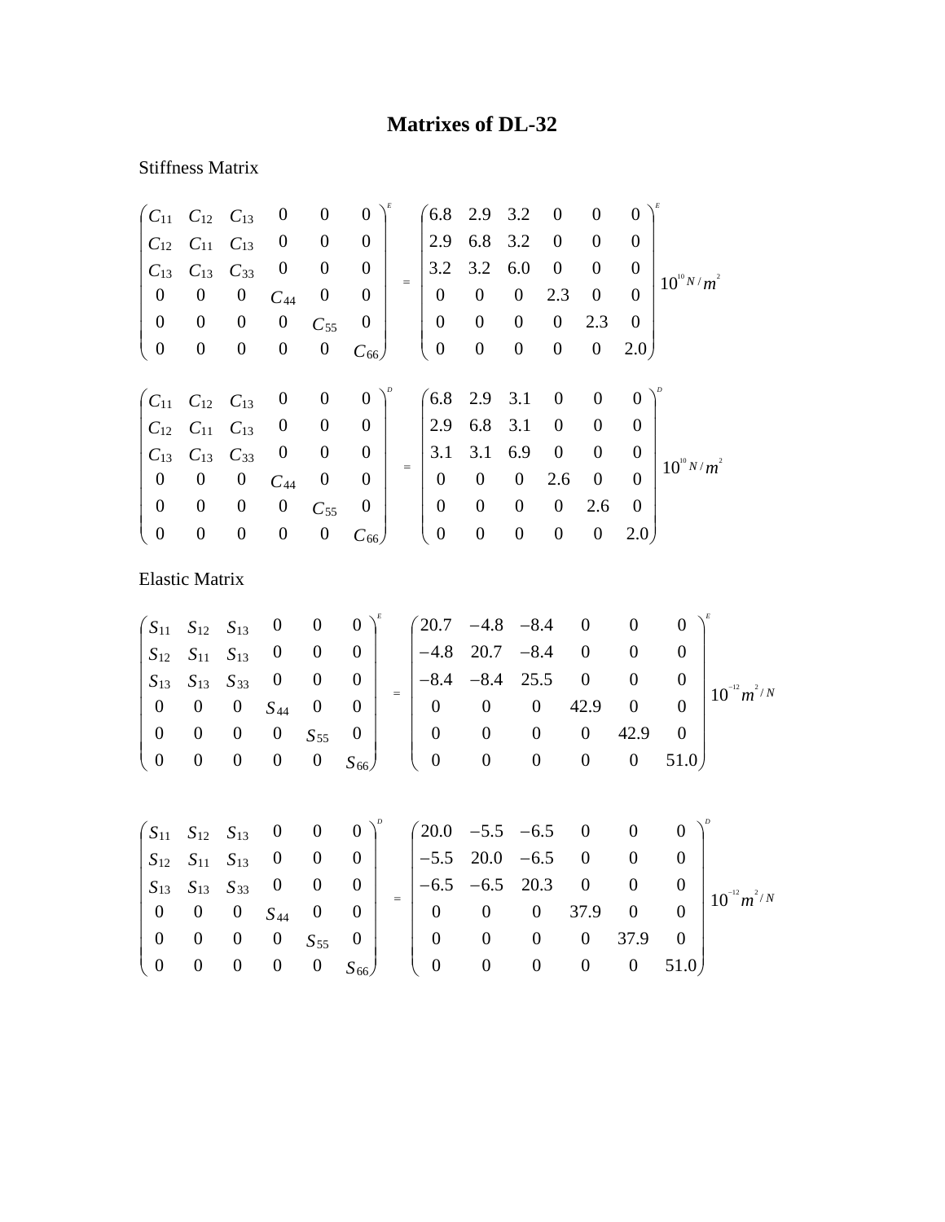# Matrixes of DL-32

Stiffness Matrix

$$
\begin{pmatrix}
C_{11} & C_{12} & C_{13} & 0 & 0 & 0 \\
C_{12} & C_{11} & C_{13} & 0 & 0 & 0 \\
C_{13} & C_{13} & C_{33} & 0 & 0 & 0 \\
0 & 0 & 0 & C_{44} & 0 & 0 \\
0 & 0 & 0 & 0 & C_{55} & 0 \\
0 & 0 & 0 & 0 & 0 & C_{66}
\end{pmatrix}^{E}
=
\begin{pmatrix}
6.8 & 2.9 & 3.2 & 0 & 0 & 0 \\
2.9 & 6.8 & 3.2 & 0 & 0 & 0 \\
3.2 & 3.2 & 6.0 & 0 & 0 & 0 \\
0 & 0 & 0 & 2.3 & 0 & 0 \\
0 & 0 & 0 & 0 & 2.3 & 0 \\
0 & 0 & 0 & 0 & 0 & 2.0
\end{pmatrix}^{E}
10^{10}\, N/m^{2}
$$

$$
\begin{pmatrix}
C_{11} & C_{12} & C_{13} & 0 & 0 & 0 \\
C_{12} & C_{11} & C_{13} & 0 & 0 & 0 \\
C_{13} & C_{13} & C_{33} & 0 & 0 & 0 \\
0 & 0 & 0 & C_{44} & 0 & 0 \\
0 & 0 & 0 & 0 & C_{55} & 0 \\
0 & 0 & 0 & 0 & 0 & C_{66}
\end{pmatrix}^{D}
=
\begin{pmatrix}
6.8 & 2.9 & 3.1 & 0 & 0 & 0 \\
2.9 & 6.8 & 3.1 & 0 & 0 & 0 \\
3.1 & 3.1 & 6.9 & 0 & 0 & 0 \\
0 & 0 & 0 & 2.6 & 0 & 0 \\
0 & 0 & 0 & 0 & 2.6 & 0 \\
0 & 0 & 0 & 0 & 0 & 2.0
\end{pmatrix}^{D}
10^{10}\, N/m^{2}
$$

Elastic Matrix

$$
\begin{pmatrix}
S_{11} & S_{12} & S_{13} & 0 & 0 & 0 \\
S_{12} & S_{11} & S_{13} & 0 & 0 & 0 \\
S_{13} & S_{13} & S_{33} & 0 & 0 & 0 \\
0 & 0 & 0 & S_{44} & 0 & 0 \\
0 & 0 & 0 & 0 & S_{55} & 0 \\
0 & 0 & 0 & 0 & 0 & S_{66}
\end{pmatrix}^{E}
=
\begin{pmatrix}
20.7 & -4.8 & -8.4 & 0 & 0 & 0 \\
-4.8 & 20.7 & -8.4 & 0 & 0 & 0 \\
-8.4 & -8.4 & 25.5 & 0 & 0 & 0 \\
0 & 0 & 0 & 42.9 & 0 & 0 \\
0 & 0 & 0 & 0 & 42.9 & 0 \\
0 & 0 & 0 & 0 & 0 & 51.0
\end{pmatrix}^{E}
10^{-12}\, m^{2}/N
$$

$$
\begin{pmatrix}
S_{11} & S_{12} & S_{13} & 0 & 0 & 0 \\
S_{12} & S_{11} & S_{13} & 0 & 0 & 0 \\
S_{13} & S_{13} & S_{33} & 0 & 0 & 0 \\
0 & 0 & 0 & S_{44} & 0 & 0 \\
0 & 0 & 0 & 0 & S_{55} & 0 \\
0 & 0 & 0 & 0 & 0 & S_{66}
\end{pmatrix}^{D}
=
\begin{pmatrix}
20.0 & -5.5 & -6.5 & 0 & 0 & 0 \\
-5.5 & 20.0 & -6.5 & 0 & 0 & 0 \\
-6.5 & -6.5 & 20.3 & 0 & 0 & 0 \\
0 & 0 & 0 & 37.9 & 0 & 0 \\
0 & 0 & 0 & 0 & 37.9 & 0 \\
0 & 0 & 0 & 0 & 0 & 51.0
\end{pmatrix}^{D}
10^{-12}\, m^{2}/N
$$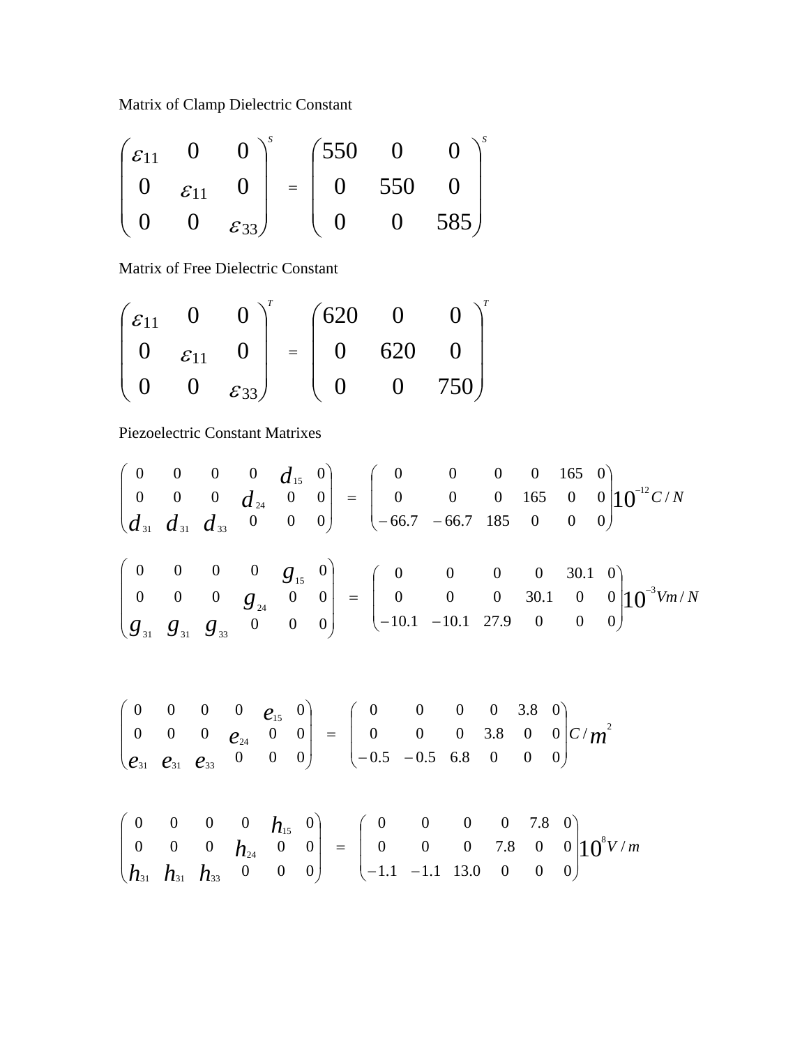Matrix of Clamp Dielectric Constant

$$\begin{pmatrix} \varepsilon_{11} & 0 & 0 \\ 0 & \varepsilon_{11} & 0 \\ 0 & 0 & \varepsilon_{33} \end{pmatrix}^{S} = \begin{pmatrix} 550 & 0 & 0 \\ 0 & 550 & 0 \\ 0 & 0 & 585 \end{pmatrix}^{S}$$

Matrix of Free Dielectric Constant

$$\begin{pmatrix} \varepsilon_{11} & 0 & 0 \\ 0 & \varepsilon_{11} & 0 \\ 0 & 0 & \varepsilon_{33} \end{pmatrix}^{T} = \begin{pmatrix} 620 & 0 & 0 \\ 0 & 620 & 0 \\ 0 & 0 & 750 \end{pmatrix}^{T}$$

Piezoelectric Constant Matrixes

$$\begin{pmatrix} 0 & 0 & 0 & 0 & d_{15} & 0 \\ 0 & 0 & 0 & d_{24} & 0 & 0 \\ d_{31} & d_{31} & d_{33} & 0 & 0 & 0 \end{pmatrix} = \begin{pmatrix} 0 & 0 & 0 & 0 & 165 & 0 \\ 0 & 0 & 0 & 165 & 0 & 0 \\ -66.7 & -66.7 & 185 & 0 & 0 & 0 \end{pmatrix} 10^{-12}\, C/N$$

$$\begin{pmatrix} 0 & 0 & 0 & 0 & g_{15} & 0 \\ 0 & 0 & 0 & g_{24} & 0 & 0 \\ g_{31} & g_{31} & g_{33} & 0 & 0 & 0 \end{pmatrix} = \begin{pmatrix} 0 & 0 & 0 & 0 & 30.1 & 0 \\ 0 & 0 & 0 & 30.1 & 0 & 0 \\ -10.1 & -10.1 & 27.9 & 0 & 0 & 0 \end{pmatrix} 10^{-3}\, Vm/N$$

$$\begin{pmatrix} 0 & 0 & 0 & 0 & e_{15} & 0 \\ 0 & 0 & 0 & e_{24} & 0 & 0 \\ e_{31} & e_{31} & e_{33} & 0 & 0 & 0 \end{pmatrix} = \begin{pmatrix} 0 & 0 & 0 & 0 & 3.8 & 0 \\ 0 & 0 & 0 & 3.8 & 0 & 0 \\ -0.5 & -0.5 & 6.8 & 0 & 0 & 0 \end{pmatrix} C/m^{2}$$

$$\begin{pmatrix} 0 & 0 & 0 & 0 & h_{15} & 0 \\ 0 & 0 & 0 & h_{24} & 0 & 0 \\ h_{31} & h_{31} & h_{33} & 0 & 0 & 0 \end{pmatrix} = \begin{pmatrix} 0 & 0 & 0 & 0 & 7.8 & 0 \\ 0 & 0 & 0 & 7.8 & 0 & 0 \\ -1.1 & -1.1 & 13.0 & 0 & 0 & 0 \end{pmatrix} 10^{8}\, V/m$$